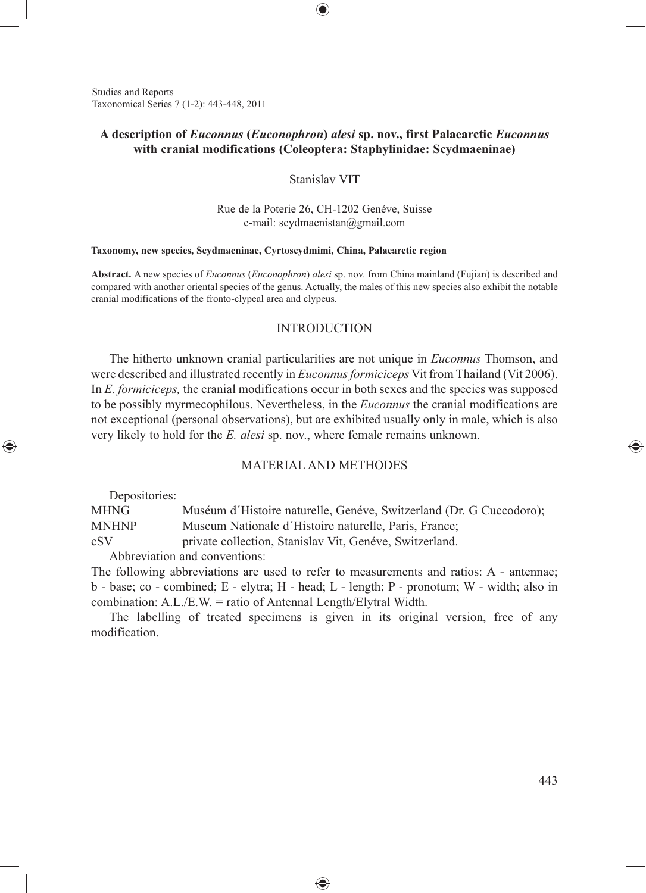# A description of *Euconnus* (*Euconophron*) *alesi* sp. nov., first Palaearctic *Euconnus* with cranial modifications (Coleoptera: Staphylinidae: Scydmaeninae)

Stanislav VIT

Rue de la Poterie 26, CH-1202 Genéve, Suisse
e-mail: scydmaenistan@gmail.com

**Taxonomy, new species, Scydmaeninae, Cyrtoscydmimi, China, Palaearctic region**

**Abstract.** A new species of *Euconnus* (*Euconophron*) *alesi* sp. nov. from China mainland (Fujian) is described and compared with another oriental species of the genus. Actually, the males of this new species also exhibit the notable cranial modifications of the fronto-clypeal area and clypeus.

## INTRODUCTION

The hitherto unknown cranial particularities are not unique in *Euconnus* Thomson, and were described and illustrated recently in *Euconnus formiciceps* Vit from Thailand (Vit 2006). In *E. formiciceps,* the cranial modifications occur in both sexes and the species was supposed to be possibly myrmecophilous. Nevertheless, in the *Euconnus* the cranial modifications are not exceptional (personal observations), but are exhibited usually only in male, which is also very likely to hold for the *E. alesi* sp. nov., where female remains unknown.

## MATERIAL AND METHODES

Depositories:

| | |
|---|---|
| MHNG | Muséum d´Histoire naturelle, Genéve, Switzerland (Dr. G Cuccodoro); |
| MNHNP | Museum Nationale d´Histoire naturelle, Paris, France; |
| cSV | private collection, Stanislav Vit, Genéve, Switzerland. |

Abbreviation and conventions:

The following abbreviations are used to refer to measurements and ratios: A - antennae; b - base; co - combined; E - elytra; H - head; L - length; P - pronotum; W - width; also in combination: A.L./E.W. = ratio of Antennal Length/Elytral Width.

The labelling of treated specimens is given in its original version, free of any modification.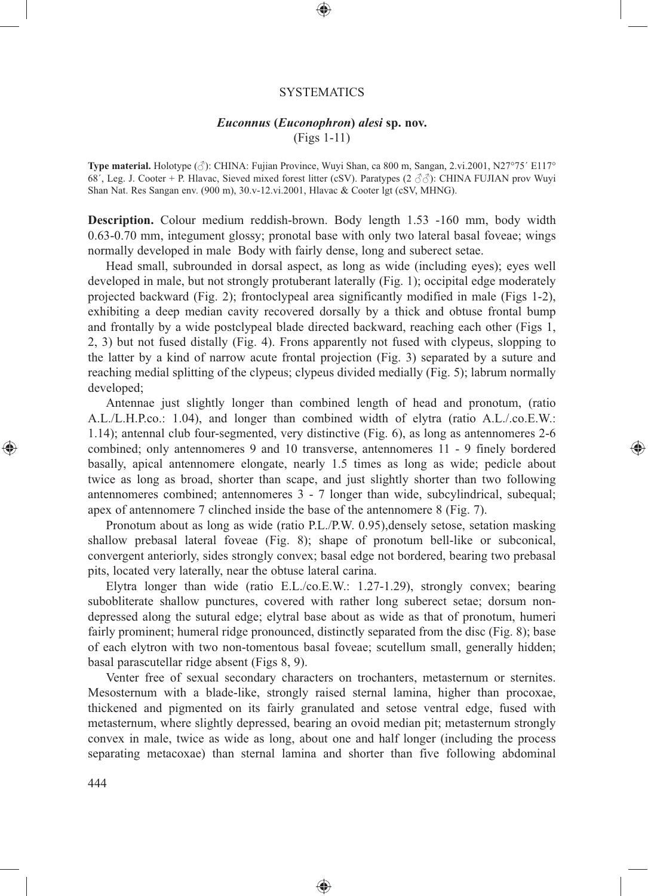## SYSTEMATICS

### *Euconnus* (*Euconophron*) *alesi* sp. nov.

(Figs 1-11)

**Type material.** Holotype (♂): CHINA: Fujian Province, Wuyi Shan, ca 800 m, Sangan, 2.vi.2001, N27°75´ E117° 68´, Leg. J. Cooter + P. Hlavac, Sieved mixed forest litter (cSV). Paratypes (2 ♂♂): CHINA FUJIAN prov Wuyi Shan Nat. Res Sangan env. (900 m), 30.v-12.vi.2001, Hlavac & Cooter lgt (cSV, MHNG).

**Description.** Colour medium reddish-brown. Body length 1.53 -160 mm, body width 0.63-0.70 mm, integument glossy; pronotal base with only two lateral basal foveae; wings normally developed in male Body with fairly dense, long and suberect setae.

Head small, subrounded in dorsal aspect, as long as wide (including eyes); eyes well developed in male, but not strongly protuberant laterally (Fig. 1); occipital edge moderately projected backward (Fig. 2); frontoclypeal area significantly modified in male (Figs 1-2), exhibiting a deep median cavity recovered dorsally by a thick and obtuse frontal bump and frontally by a wide postclypeal blade directed backward, reaching each other (Figs 1, 2, 3) but not fused distally (Fig. 4). Frons apparently not fused with clypeus, slopping to the latter by a kind of narrow acute frontal projection (Fig. 3) separated by a suture and reaching medial splitting of the clypeus; clypeus divided medially (Fig. 5); labrum normally developed;

Antennae just slightly longer than combined length of head and pronotum, (ratio A.L./L.H.P.co.: 1.04), and longer than combined width of elytra (ratio A.L./.co.E.W.: 1.14); antennal club four-segmented, very distinctive (Fig. 6), as long as antennomeres 2-6 combined; only antennomeres 9 and 10 transverse, antennomeres 11 - 9 finely bordered basally, apical antennomere elongate, nearly 1.5 times as long as wide; pedicle about twice as long as broad, shorter than scape, and just slightly shorter than two following antennomeres combined; antennomeres 3 - 7 longer than wide, subcylindrical, subequal; apex of antennomere 7 clinched inside the base of the antennomere 8 (Fig. 7).

Pronotum about as long as wide (ratio P.L./P.W. 0.95),densely setose, setation masking shallow prebasal lateral foveae (Fig. 8); shape of pronotum bell-like or subconical, convergent anteriorly, sides strongly convex; basal edge not bordered, bearing two prebasal pits, located very laterally, near the obtuse lateral carina.

Elytra longer than wide (ratio E.L./co.E.W.: 1.27-1.29), strongly convex; bearing subobliterate shallow punctures, covered with rather long suberect setae; dorsum non-depressed along the sutural edge; elytral base about as wide as that of pronotum, humeri fairly prominent; humeral ridge pronounced, distinctly separated from the disc (Fig. 8); base of each elytron with two non-tomentous basal foveae; scutellum small, generally hidden; basal parascutellar ridge absent (Figs 8, 9).

Venter free of sexual secondary characters on trochanters, metasternum or sternites. Mesosternum with a blade-like, strongly raised sternal lamina, higher than procoxae, thickened and pigmented on its fairly granulated and setose ventral edge, fused with metasternum, where slightly depressed, bearing an ovoid median pit; metasternum strongly convex in male, twice as wide as long, about one and half longer (including the process separating metacoxae) than sternal lamina and shorter than five following abdominal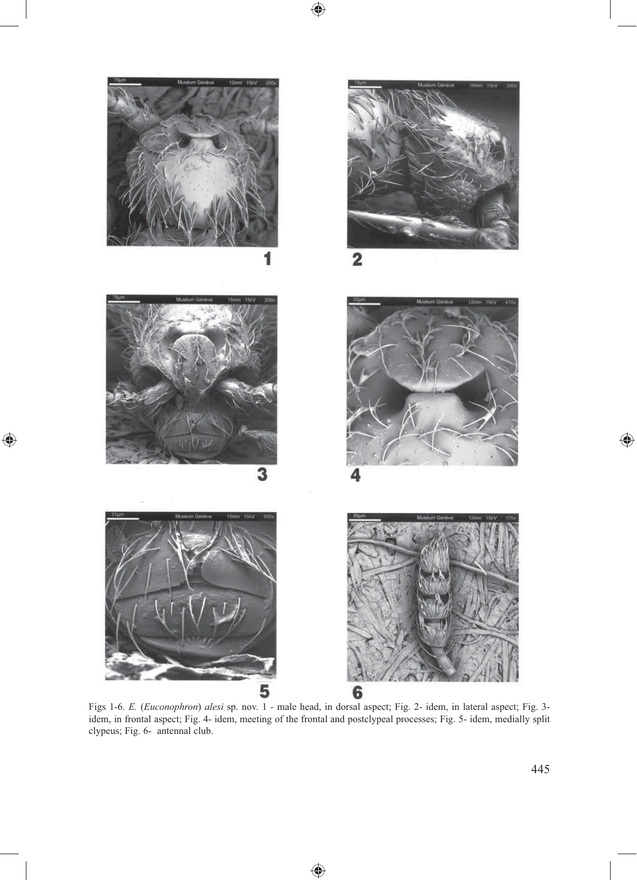Figs 1-6. *E.* (*Euconophron*) *alesi* sp. nov. 1 - male head, in dorsal aspect; Fig. 2- idem, in lateral aspect; Fig. 3- idem, in frontal aspect; Fig. 4- idem, meeting of the frontal and postclypeal processes; Fig. 5- idem, medially split clypeus; Fig. 6- antennal club.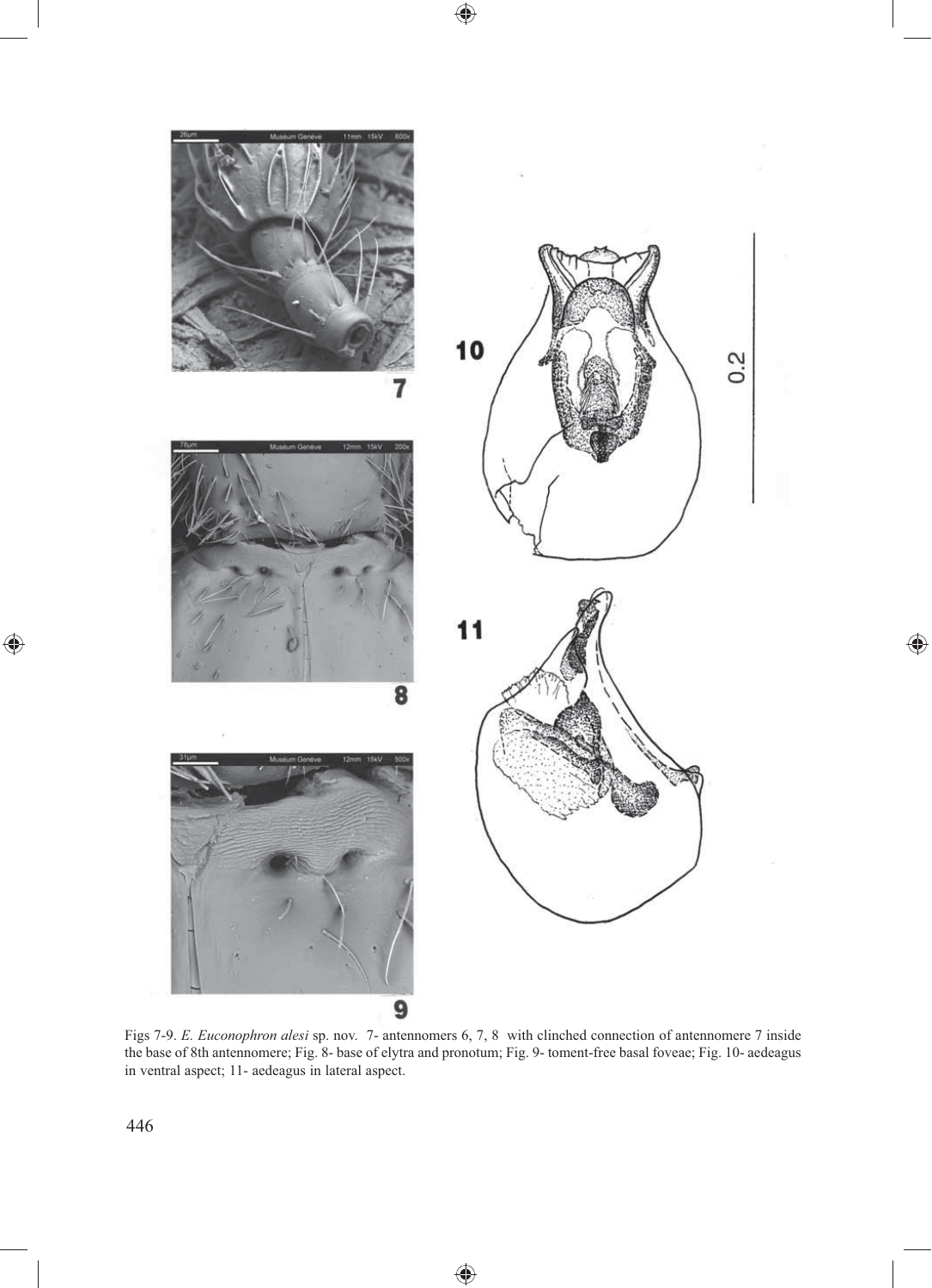Figs 7-9. *E. Euconophron alesi* sp. nov. 7- antennomers 6, 7, 8 with clinched connection of antennomere 7 inside the base of 8th antennomere; Fig. 8- base of elytra and pronotum; Fig. 9- toment-free basal foveae; Fig. 10- aedeagus in ventral aspect; 11- aedeagus in lateral aspect.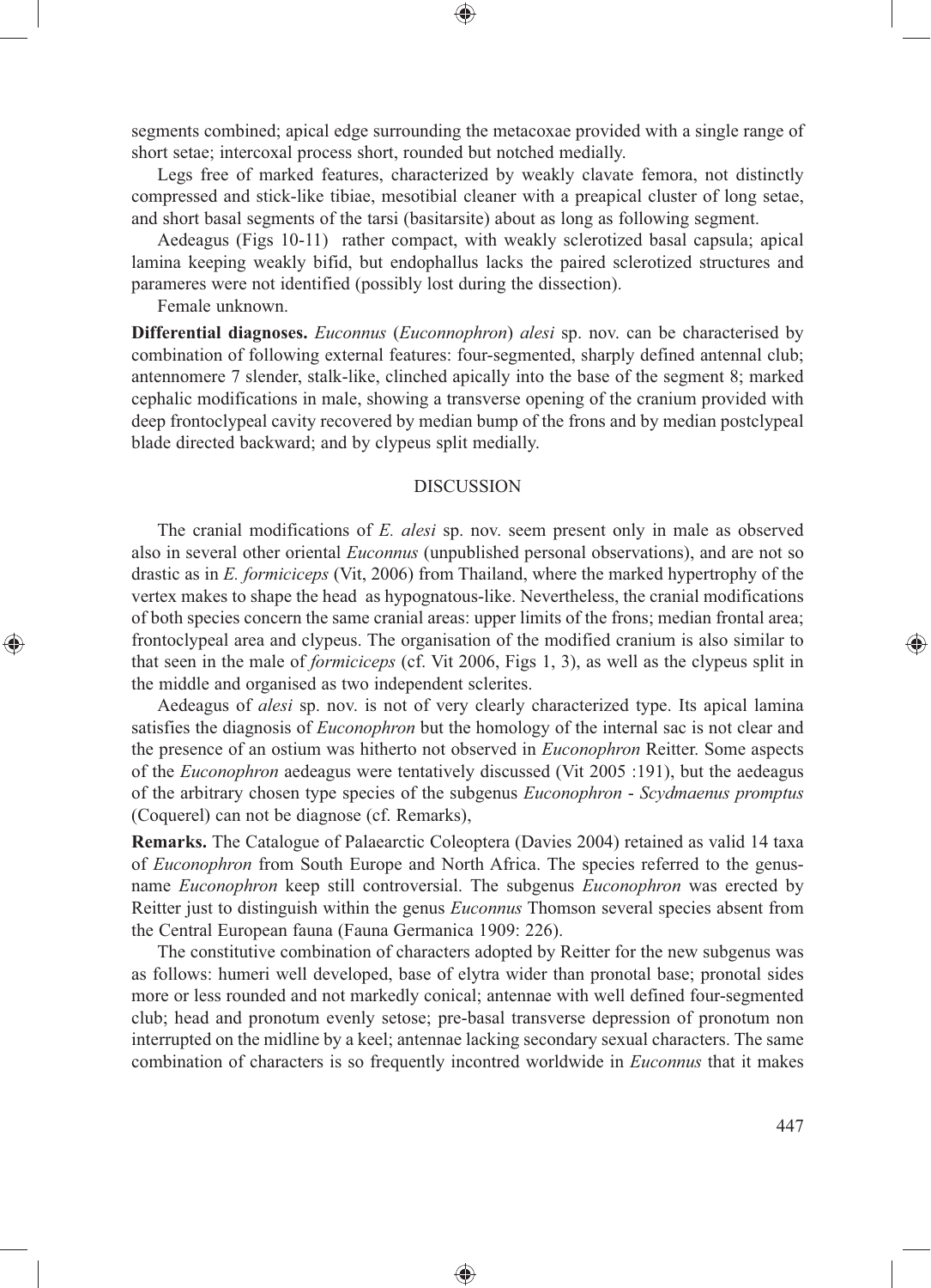segments combined; apical edge surrounding the metacoxae provided with a single range of short setae; intercoxal process short, rounded but notched medially.

Legs free of marked features, characterized by weakly clavate femora, not distinctly compressed and stick-like tibiae, mesotibial cleaner with a preapical cluster of long setae, and short basal segments of the tarsi (basitarsite) about as long as following segment.

Aedeagus (Figs 10-11) rather compact, with weakly sclerotized basal capsula; apical lamina keeping weakly bifid, but endophallus lacks the paired sclerotized structures and parameres were not identified (possibly lost during the dissection).

Female unknown.

**Differential diagnoses.** *Euconnus* (*Euconnophron*) *alesi* sp. nov. can be characterised by combination of following external features: four-segmented, sharply defined antennal club; antennomere 7 slender, stalk-like, clinched apically into the base of the segment 8; marked cephalic modifications in male, showing a transverse opening of the cranium provided with deep frontoclypeal cavity recovered by median bump of the frons and by median postclypeal blade directed backward; and by clypeus split medially.

## DISCUSSION

The cranial modifications of *E. alesi* sp. nov. seem present only in male as observed also in several other oriental *Euconnus* (unpublished personal observations), and are not so drastic as in *E. formiciceps* (Vit, 2006) from Thailand, where the marked hypertrophy of the vertex makes to shape the head as hypognatous-like. Nevertheless, the cranial modifications of both species concern the same cranial areas: upper limits of the frons; median frontal area; frontoclypeal area and clypeus. The organisation of the modified cranium is also similar to that seen in the male of *formiciceps* (cf. Vit 2006, Figs 1, 3), as well as the clypeus split in the middle and organised as two independent sclerites.

Aedeagus of *alesi* sp. nov. is not of very clearly characterized type. Its apical lamina satisfies the diagnosis of *Euconophron* but the homology of the internal sac is not clear and the presence of an ostium was hitherto not observed in *Euconophron* Reitter. Some aspects of the *Euconophron* aedeagus were tentatively discussed (Vit 2005 :191), but the aedeagus of the arbitrary chosen type species of the subgenus *Euconophron* - *Scydmaenus promptus* (Coquerel) can not be diagnose (cf. Remarks),

**Remarks.** The Catalogue of Palaearctic Coleoptera (Davies 2004) retained as valid 14 taxa of *Euconophron* from South Europe and North Africa. The species referred to the genus-name *Euconophron* keep still controversial. The subgenus *Euconophron* was erected by Reitter just to distinguish within the genus *Euconnus* Thomson several species absent from the Central European fauna (Fauna Germanica 1909: 226).

The constitutive combination of characters adopted by Reitter for the new subgenus was as follows: humeri well developed, base of elytra wider than pronotal base; pronotal sides more or less rounded and not markedly conical; antennae with well defined four-segmented club; head and pronotum evenly setose; pre-basal transverse depression of pronotum non interrupted on the midline by a keel; antennae lacking secondary sexual characters. The same combination of characters is so frequently incontred worldwide in *Euconnus* that it makes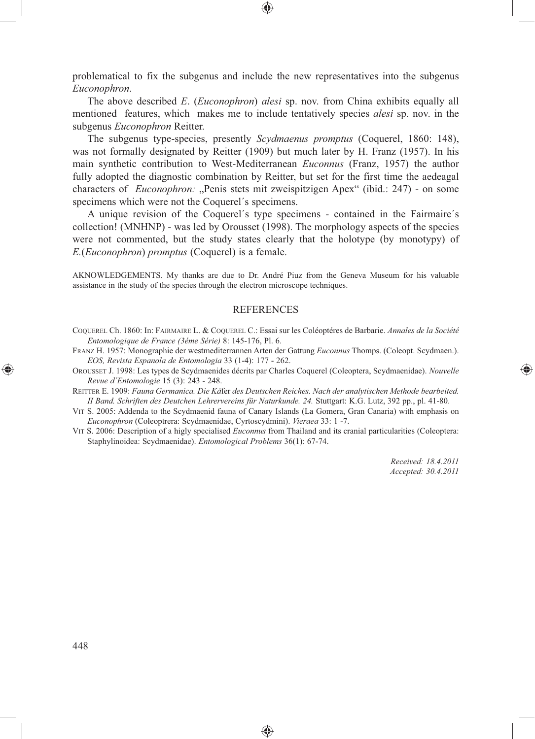problematical to fix the subgenus and include the new representatives into the subgenus *Euconophron*.

The above described *E*. (*Euconophron*) *alesi* sp. nov. from China exhibits equally all mentioned features, which makes me to include tentatively species *alesi* sp. nov. in the subgenus *Euconophron* Reitter.

The subgenus type-species, presently *Scydmaenus promptus* (Coquerel, 1860: 148), was not formally designated by Reitter (1909) but much later by H. Franz (1957). In his main synthetic contribution to West-Mediterranean *Euconnus* (Franz, 1957) the author fully adopted the diagnostic combination by Reitter, but set for the first time the aedeagal characters of *Euconophron:* „Penis stets mit zweispitzigen Apex" (ibid.: 247) - on some specimens which were not the Coquerel´s specimens.

A unique revision of the Coquerel´s type specimens - contained in the Fairmaire´s collection! (MNHNP) - was led by Orousset (1998). The morphology aspects of the species were not commented, but the study states clearly that the holotype (by monotypy) of *E.*(*Euconophron*) *promptus* (Coquerel) is a female.

AKNOWLEDGEMENTS. My thanks are due to Dr. André Piuz from the Geneva Museum for his valuable assistance in the study of the species through the electron microscope techniques.

## REFERENCES

Coquerel Ch. 1860: In: Fairmaire L. & Coquerel C.: Essai sur les Coléoptéres de Barbarie. *Annales de la Société Entomologique de France (3éme Série)* 8: 145-176, Pl. 6.

Franz H. 1957: Monographie der westmediterrannen Arten der Gattung *Euconnus* Thomps. (Coleopt. Scydmaen.). *EOS, Revista Espanola de Entomologia* 33 (1-4): 177 - 262.

Orousset J. 1998: Les types de Scydmaenides décrits par Charles Coquerel (Coleoptera, Scydmaenidae). *Nouvelle Revue d´Entomologie* 15 (3): 243 - 248.

Reitter E. 1909: *Fauna Germanica. Die Kä*fer *des Deutschen Reiches. Nach der analytischen Methode bearbeited. II Band. Schriften des Deutchen Lehrervereins für Naturkunde. 24.* Stuttgart: K.G. Lutz, 392 pp., pl. 41-80.

Vit S. 2005: Addenda to the Scydmaenid fauna of Canary Islands (La Gomera, Gran Canaria) with emphasis on *Euconophron* (Coleoptrera: Scydmaenidae, Cyrtoscydmini). *Vieraea* 33: 1 -7.

Vit S. 2006: Description of a higly specialised *Euconnus* from Thailand and its cranial particularities (Coleoptera: Staphylinoidea: Scydmaenidae). *Entomological Problems* 36(1): 67-74.

*Received: 18.4.2011*
*Accepted: 30.4.2011*